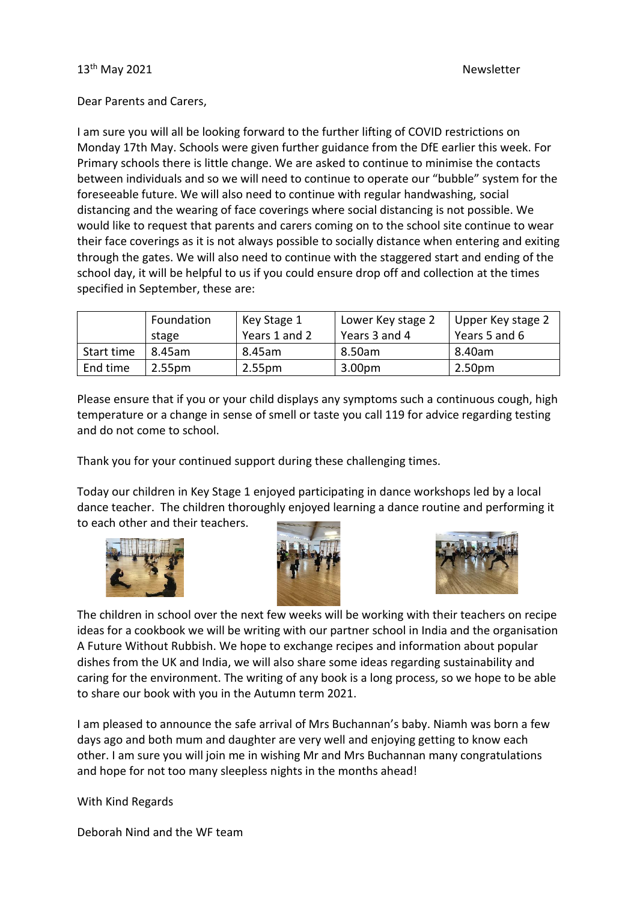13th May 2021 Newsletter

Dear Parents and Carers,

I am sure you will all be looking forward to the further lifting of COVID restrictions on Monday 17th May. Schools were given further guidance from the DfE earlier this week. For Primary schools there is little change. We are asked to continue to minimise the contacts between individuals and so we will need to continue to operate our "bubble" system for the foreseeable future. We will also need to continue with regular handwashing, social distancing and the wearing of face coverings where social distancing is not possible. We would like to request that parents and carers coming on to the school site continue to wear their face coverings as it is not always possible to socially distance when entering and exiting through the gates. We will also need to continue with the staggered start and ending of the school day, it will be helpful to us if you could ensure drop off and collection at the times specified in September, these are:

| | Foundation stage | Key Stage 1 Years 1 and 2 | Lower Key stage 2 Years 3 and 4 | Upper Key stage 2 Years 5 and 6 |
|---|---|---|---|---|
| Start time | 8.45am | 8.45am | 8.50am | 8.40am |
| End time | 2.55pm | 2.55pm | 3.00pm | 2.50pm |

Please ensure that if you or your child displays any symptoms such a continuous cough, high temperature or a change in sense of smell or taste you call 119 for advice regarding testing and do not come to school.

Thank you for your continued support during these challenging times.

Today our children in Key Stage 1 enjoyed participating in dance workshops led by a local dance teacher. The children thoroughly enjoyed learning a dance routine and performing it to each other and their teachers.

The children in school over the next few weeks will be working with their teachers on recipe ideas for a cookbook we will be writing with our partner school in India and the organisation A Future Without Rubbish. We hope to exchange recipes and information about popular dishes from the UK and India, we will also share some ideas regarding sustainability and caring for the environment. The writing of any book is a long process, so we hope to be able to share our book with you in the Autumn term 2021.

I am pleased to announce the safe arrival of Mrs Buchannan's baby. Niamh was born a few days ago and both mum and daughter are very well and enjoying getting to know each other. I am sure you will join me in wishing Mr and Mrs Buchannan many congratulations and hope for not too many sleepless nights in the months ahead!

With Kind Regards

Deborah Nind and the WF team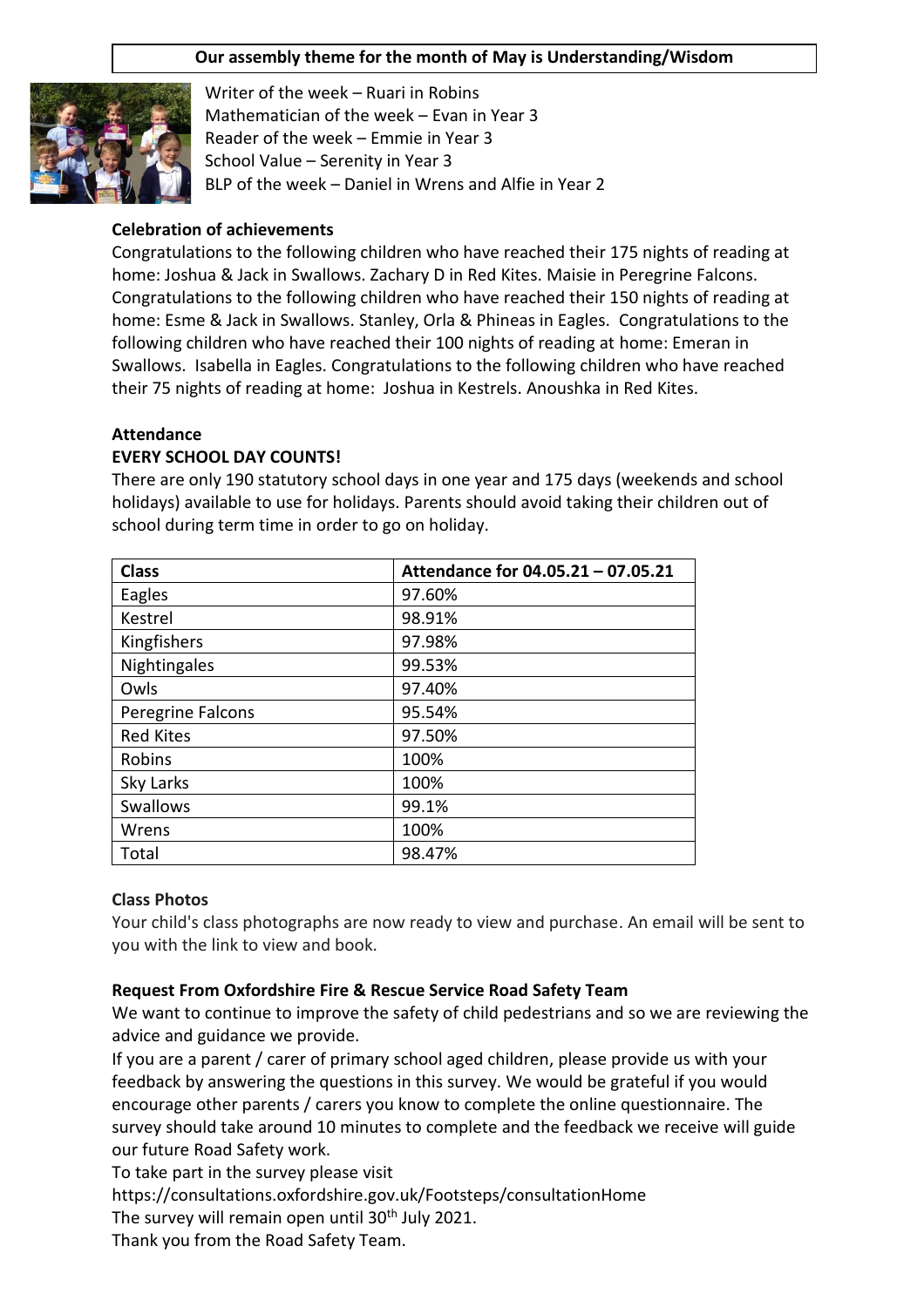**Our assembly theme for the month of May is Understanding/Wisdom**

Writer of the week – Ruari in Robins
Mathematician of the week – Evan in Year 3
Reader of the week – Emmie in Year 3
School Value – Serenity in Year 3
BLP of the week – Daniel in Wrens and Alfie in Year 2

**Celebration of achievements**

Congratulations to the following children who have reached their 175 nights of reading at home: Joshua & Jack in Swallows. Zachary D in Red Kites. Maisie in Peregrine Falcons. Congratulations to the following children who have reached their 150 nights of reading at home: Esme & Jack in Swallows. Stanley, Orla & Phineas in Eagles. Congratulations to the following children who have reached their 100 nights of reading at home: Emeran in Swallows. Isabella in Eagles. Congratulations to the following children who have reached their 75 nights of reading at home: Joshua in Kestrels. Anoushka in Red Kites.

**Attendance**

**EVERY SCHOOL DAY COUNTS!**

There are only 190 statutory school days in one year and 175 days (weekends and school holidays) available to use for holidays. Parents should avoid taking their children out of school during term time in order to go on holiday.

| Class | Attendance for 04.05.21 – 07.05.21 |
|---|---|
| Eagles | 97.60% |
| Kestrel | 98.91% |
| Kingfishers | 97.98% |
| Nightingales | 99.53% |
| Owls | 97.40% |
| Peregrine Falcons | 95.54% |
| Red Kites | 97.50% |
| Robins | 100% |
| Sky Larks | 100% |
| Swallows | 99.1% |
| Wrens | 100% |
| Total | 98.47% |

**Class Photos**

Your child's class photographs are now ready to view and purchase. An email will be sent to you with the link to view and book.

**Request From Oxfordshire Fire & Rescue Service Road Safety Team**

We want to continue to improve the safety of child pedestrians and so we are reviewing the advice and guidance we provide.

If you are a parent / carer of primary school aged children, please provide us with your feedback by answering the questions in this survey. We would be grateful if you would encourage other parents / carers you know to complete the online questionnaire. The survey should take around 10 minutes to complete and the feedback we receive will guide our future Road Safety work.

To take part in the survey please visit
https://consultations.oxfordshire.gov.uk/Footsteps/consultationHome
The survey will remain open until 30th July 2021.
Thank you from the Road Safety Team.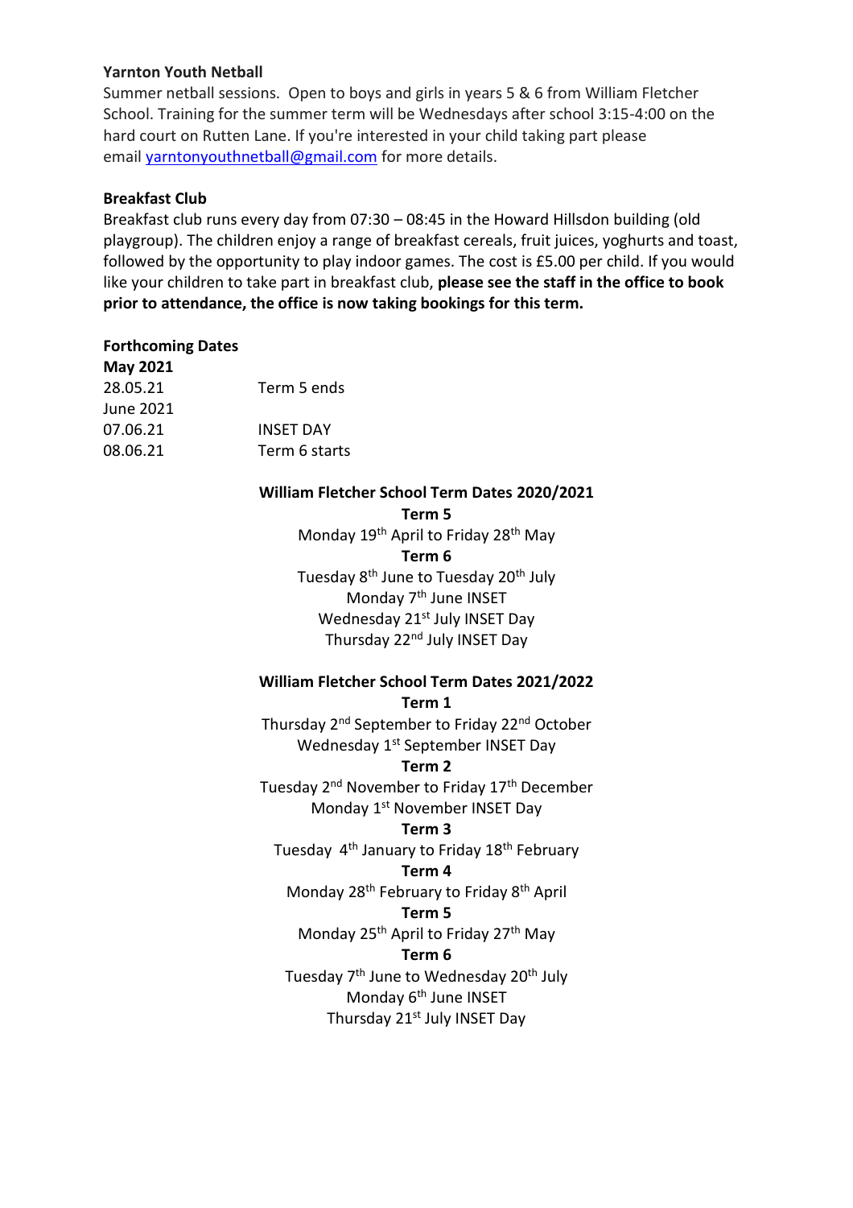**Yarnton Youth Netball**

Summer netball sessions. Open to boys and girls in years 5 & 6 from William Fletcher School. Training for the summer term will be Wednesdays after school 3:15-4:00 on the hard court on Rutten Lane. If you're interested in your child taking part please email yarntonyouthnetball@gmail.com for more details.

**Breakfast Club**

Breakfast club runs every day from 07:30 – 08:45 in the Howard Hillsdon building (old playgroup). The children enjoy a range of breakfast cereals, fruit juices, yoghurts and toast, followed by the opportunity to play indoor games. The cost is £5.00 per child. If you would like your children to take part in breakfast club, **please see the staff in the office to book prior to attendance, the office is now taking bookings for this term.**

**Forthcoming Dates**

| | |
|---|---|
| **May 2021** | |
| 28.05.21 | Term 5 ends |
| June 2021 | |
| 07.06.21 | INSET DAY |
| 08.06.21 | Term 6 starts |

**William Fletcher School Term Dates 2020/2021**

**Term 5**

Monday 19th April to Friday 28th May

**Term 6**

Tuesday 8th June to Tuesday 20th July

Monday 7th June INSET

Wednesday 21st July INSET Day

Thursday 22nd July INSET Day

**William Fletcher School Term Dates 2021/2022**

**Term 1**

Thursday 2nd September to Friday 22nd October

Wednesday 1st September INSET Day

**Term 2**

Tuesday 2nd November to Friday 17th December

Monday 1st November INSET Day

**Term 3**

Tuesday 4th January to Friday 18th February

**Term 4**

Monday 28th February to Friday 8th April

**Term 5**

Monday 25th April to Friday 27th May

**Term 6**

Tuesday 7th June to Wednesday 20th July

Monday 6th June INSET

Thursday 21st July INSET Day